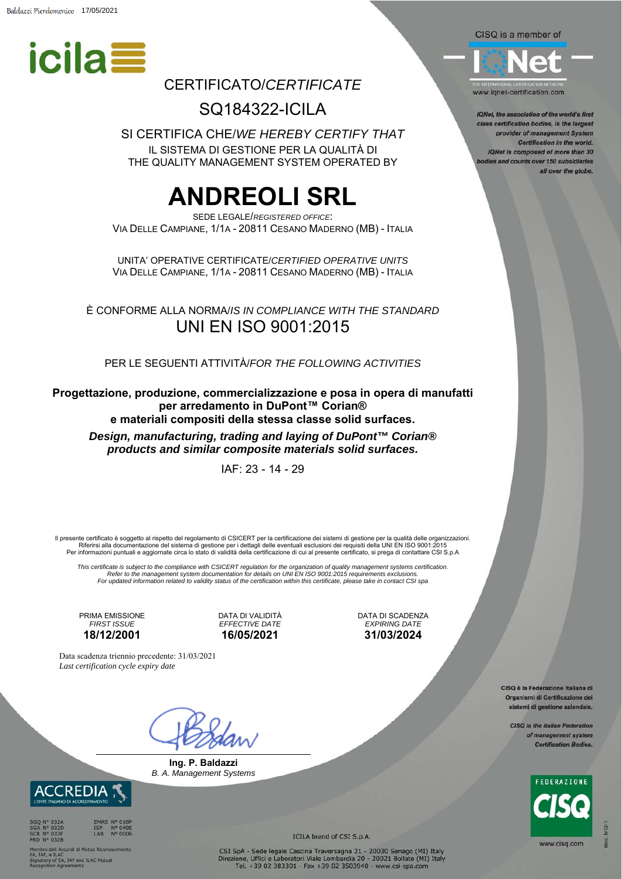Baldazzi Pierdomenico 17/05/2021

icila

CISQ is a member of

IQNet

THE INTERNATIONAL CERTIFICATION NETWORK
www.iqnet-certification.com

*IQNet, the association of the world's first class certification bodies, is the largest provider of management System Certification in the world. IQNet is composed of more than 30 bodies and counts over 150 subsidiaries all over the globe.*

# CERTIFICATO/*CERTIFICATE*

## SQ184322-ICILA

SI CERTIFICA CHE/*WE HEREBY CERTIFY THAT*

IL SISTEMA DI GESTIONE PER LA QUALITÀ DI
THE QUALITY MANAGEMENT SYSTEM OPERATED BY

# ANDREOLI SRL

SEDE LEGALE/*REGISTERED OFFICE*:
VIA DELLE CAMPIANE, 1/1A - 20811 CESANO MADERNO (MB) - ITALIA

UNITA' OPERATIVE CERTIFICATE/*CERTIFIED OPERATIVE UNITS*
VIA DELLE CAMPIANE, 1/1A - 20811 CESANO MADERNO (MB) - ITALIA

È CONFORME ALLA NORMA/*IS IN COMPLIANCE WITH THE STANDARD*

## UNI EN ISO 9001:2015

PER LE SEGUENTI ATTIVITÀ/*FOR THE FOLLOWING ACTIVITIES*

**Progettazione, produzione, commercializzazione e posa in opera di manufatti per arredamento in DuPont™ Corian® e materiali compositi della stessa classe solid surfaces.**

***Design, manufacturing, trading and laying of DuPont™ Corian® products and similar composite materials solid surfaces.***

IAF: 23 - 14 - 29

Il presente certificato è soggetto al rispetto del regolamento di CSICERT per la certificazione dei sistemi di gestione per la qualità delle organizzazioni.
Riferirsi alla documentazione del sistema di gestione per i dettagli delle eventuali esclusioni dei requisiti della UNI EN ISO 9001:2015
Per informazioni puntuali e aggiornate circa lo stato di validità della certificazione di cui al presente certificato, si prega di contattare CSI S.p.A

*This certificate is subject to the compliance with CSICERT regulation for the organization of quality management systems certification.
Refer to the management system documentation for details on UNI EN ISO 9001:2015 requirements exclusions.
For updated information related to validity status of the certification within this certificate, please take in contact CSI spa*

| PRIMA EMISSIONE<br>*FIRST ISSUE* | DATA DI VALIDITÀ<br>*EFFECTIVE DATE* | DATA DI SCADENZA<br>*EXPIRING DATE* |
|---|---|---|
| **18/12/2001** | **16/05/2021** | **31/03/2024** |

Data scadenza triennio precedente: 31/03/2021
*Last certification cycle expiry date*

**Ing. P. Baldazzi**
*B. A. Management Systems*

CISQ è la Federazione Italiana di Organismi di Certificazione dei sistemi di gestione aziendale.

*CISQ is the Italian Federation of management system Certification Bodies.*

FEDERAZIONE CISQ
www.cisq.com

ACCREDIA L'ENTE ITALIANO DI ACCREDITAMENTO

SGQ N° 032A, SGA N° 032D, SCR N° 033F, PRD N° 032B, EMAS N° 016P, ISP N° 049E, LAB N° 0006

Membro degli Accordi di Mutuo Riconoscimento EA, IAF, e ILAC
Signatory of EA, IAF and ILAC Mutual Recognition Agreements

ICILA brand of CSI S.p.A.

CSI SpA - Sede legale Cascina Traversagna 21 - 20030 Senago (MI) Italy
Direzione, Uffici e Laboratori Viale Lombardia 20 - 20021 Bollate (MI) Italy
Tel. +39 02 383301 - Fax +39 02 3503940 - www.csi-spa.com

Mod. N12-1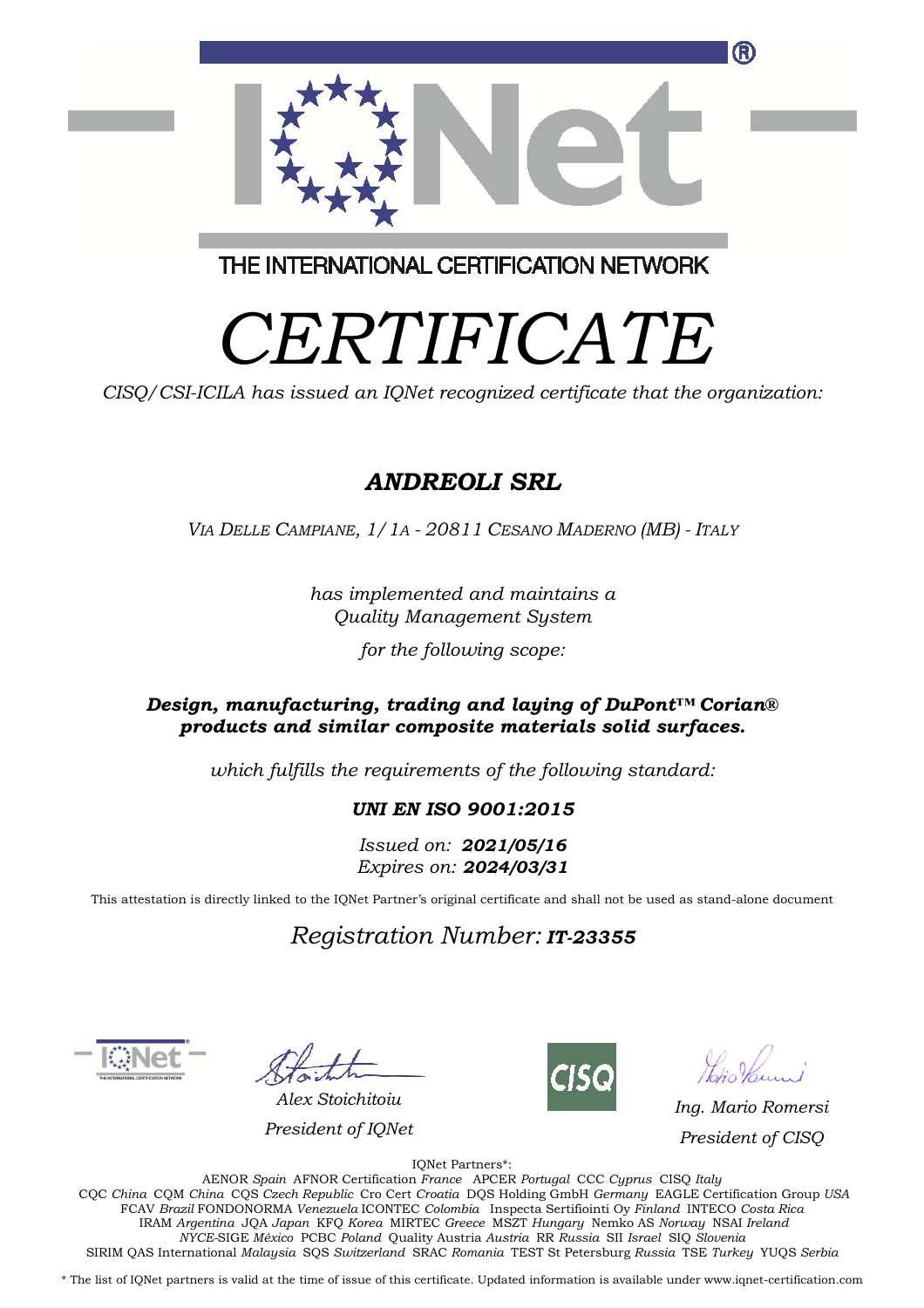THE INTERNATIONAL CERTIFICATION NETWORK

# *CERTIFICATE*

*CISQ/CSI-ICILA has issued an IQNet recognized certificate that the organization:*

## *ANDREOLI SRL*

*VIA DELLE CAMPIANE, 1/1A - 20811 CESANO MADERNO (MB) - ITALY*

*has implemented and maintains a*
*Quality Management System*

*for the following scope:*

***Design, manufacturing, trading and laying of DuPont™ Corian® products and similar composite materials solid surfaces.***

*which fulfills the requirements of the following standard:*

***UNI EN ISO 9001:2015***

*Issued on:* ***2021/05/16***
*Expires on:* ***2024/03/31***

This attestation is directly linked to the IQNet Partner's original certificate and shall not be used as stand-alone document

*Registration Number:* ***IT-23355***

*Alex Stoichitoiu*
*President of IQNet*

*Ing. Mario Romersi*
*President of CISQ*

IQNet Partners*:

AENOR *Spain* AFNOR Certification *France* APCER *Portugal* CCC *Cyprus* CISQ *Italy*
CQC *China* CQM *China* CQS *Czech Republic* Cro Cert *Croatia* DQS Holding GmbH *Germany* EAGLE Certification Group *USA*
FCAV *Brazil* FONDONORMA *Venezuela* ICONTEC *Colombia* Inspecta Sertifiointi Oy *Finland* INTECO *Costa Rica*
IRAM *Argentina* JQA *Japan* KFQ *Korea* MIRTEC *Greece* MSZT *Hungary* Nemko AS *Norway* NSAI *Ireland*
*NYCE*-SIGE *México* PCBC *Poland* Quality Austria *Austria* RR *Russia* SII *Israel* SIQ *Slovenia*
SIRIM QAS International *Malaysia* SQS *Switzerland* SRAC *Romania* TEST St Petersburg *Russia* TSE *Turkey* YUQS *Serbia*

* The list of IQNet partners is valid at the time of issue of this certificate. Updated information is available under www.iqnet-certification.com